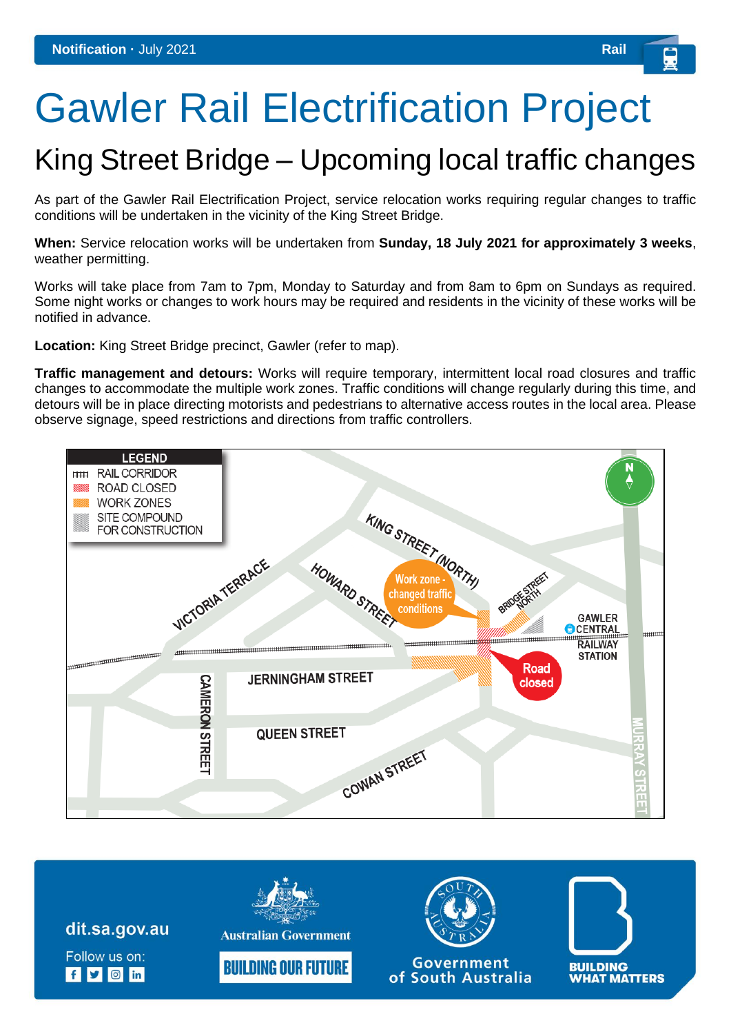**Notification** · July 2021 Rail

# Gawler Rail Electrification Project

## King Street Bridge – Upcoming local traffic changes

As part of the Gawler Rail Electrification Project, service relocation works requiring regular changes to traffic conditions will be undertaken in the vicinity of the King Street Bridge.

**When:** Service relocation works will be undertaken from **Sunday, 18 July 2021 for approximately 3 weeks**, weather permitting.

Works will take place from 7am to 7pm, Monday to Saturday and from 8am to 6pm on Sundays as required. Some night works or changes to work hours may be required and residents in the vicinity of these works will be notified in advance.

**Location:** King Street Bridge precinct, Gawler (refer to map).

**Traffic management and detours:** Works will require temporary, intermittent local road closures and traffic changes to accommodate the multiple work zones. Traffic conditions will change regularly during this time, and detours will be in place directing motorists and pedestrians to alternative access routes in the local area. Please observe signage, speed restrictions and directions from traffic controllers.

**LEGEND**
- RAIL CORRIDOR
- ROAD CLOSED
- WORK ZONES
- SITE COMPOUND FOR CONSTRUCTION

KING STREET (NORTH) · HOWARD STREET · VICTORIA TERRACE · BRIDGE STREET NORTH · GAWLER CENTRAL RAILWAY STATION · JERNINGHAM STREET · CAMERON STREET · QUEEN STREET · COWAN STREET · MURRAY STREET

Work zone - changed traffic conditions

Road closed

dit.sa.gov.au

Follow us on:

Australian Government · BUILDING OUR FUTURE · Government of South Australia · BUILDING WHAT MATTERS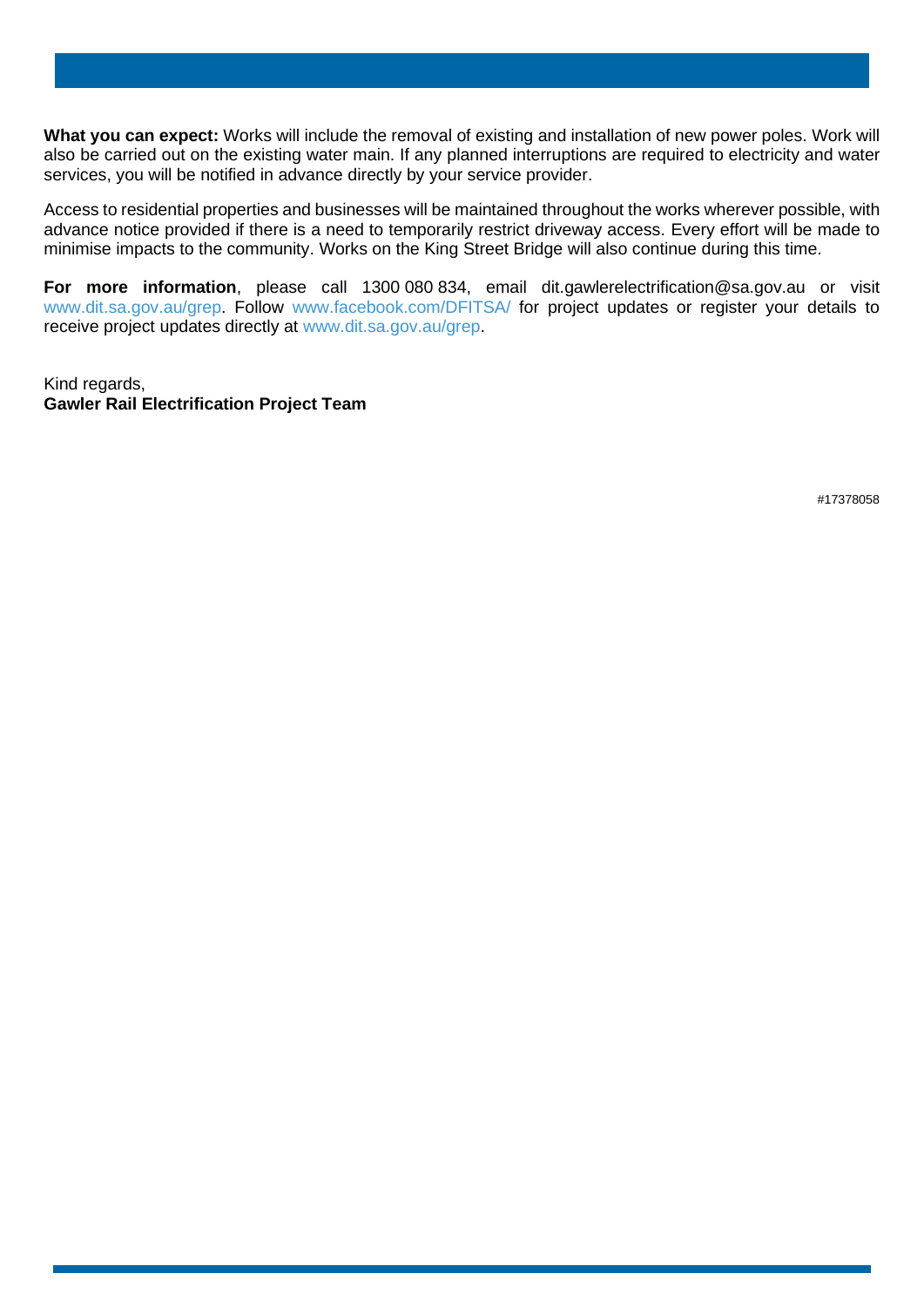**What you can expect:** Works will include the removal of existing and installation of new power poles. Work will also be carried out on the existing water main. If any planned interruptions are required to electricity and water services, you will be notified in advance directly by your service provider.

Access to residential properties and businesses will be maintained throughout the works wherever possible, with advance notice provided if there is a need to temporarily restrict driveway access. Every effort will be made to minimise impacts to the community. Works on the King Street Bridge will also continue during this time.

**For more information**, please call 1300 080 834, email dit.gawlerelectrification@sa.gov.au or visit www.dit.sa.gov.au/grep. Follow www.facebook.com/DFITSA/ for project updates or register your details to receive project updates directly at www.dit.sa.gov.au/grep.

Kind regards,
**Gawler Rail Electrification Project Team**

#17378058